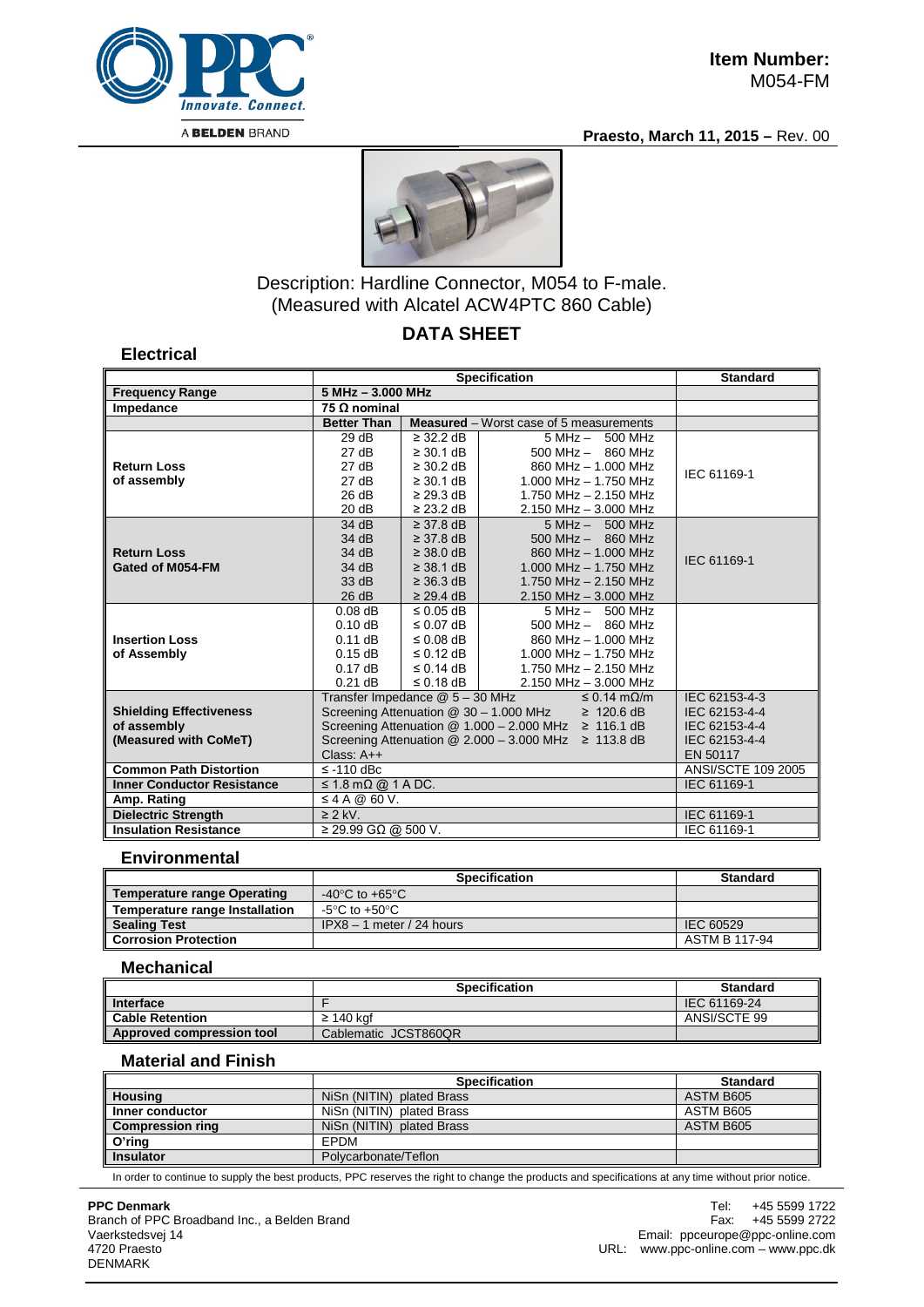**Item Number:**
M054-FM

**Praesto, March 11, 2015 –** Rev. 00

Description: Hardline Connector, M054 to F-male.
(Measured with Alcatel ACW4PTC 860 Cable)

# DATA SHEET

## Electrical

| | Specification | | | Standard |
|---|---|---|---|---|
| **Frequency Range** | **5 MHz – 3.000 MHz** | | | |
| **Impedance** | **75 Ω nominal** | | | |
| | **Better Than** | **Measured** – Worst case of 5 measurements | | |
| **Return Loss of assembly** | 29 dB | ≥ 32.2 dB | 5 MHz – 500 MHz | IEC 61169-1 |
| | 27 dB | ≥ 30.1 dB | 500 MHz – 860 MHz | |
| | 27 dB | ≥ 30.2 dB | 860 MHz – 1.000 MHz | |
| | 27 dB | ≥ 30.1 dB | 1.000 MHz – 1.750 MHz | |
| | 26 dB | ≥ 29.3 dB | 1.750 MHz – 2.150 MHz | |
| | 20 dB | ≥ 23.2 dB | 2.150 MHz – 3.000 MHz | |
| **Return Loss Gated of M054-FM** | 34 dB | ≥ 37.8 dB | 5 MHz – 500 MHz | IEC 61169-1 |
| | 34 dB | ≥ 37.8 dB | 500 MHz – 860 MHz | |
| | 34 dB | ≥ 38.0 dB | 860 MHz – 1.000 MHz | |
| | 34 dB | ≥ 38.1 dB | 1.000 MHz – 1.750 MHz | |
| | 33 dB | ≥ 36.3 dB | 1.750 MHz – 2.150 MHz | |
| | 26 dB | ≥ 29.4 dB | 2.150 MHz – 3.000 MHz | |
| **Insertion Loss of Assembly** | 0.08 dB | ≤ 0.05 dB | 5 MHz – 500 MHz | |
| | 0.10 dB | ≤ 0.07 dB | 500 MHz – 860 MHz | |
| | 0.11 dB | ≤ 0.08 dB | 860 MHz – 1.000 MHz | |
| | 0.15 dB | ≤ 0.12 dB | 1.000 MHz – 1.750 MHz | |
| | 0.17 dB | ≤ 0.14 dB | 1.750 MHz – 2.150 MHz | |
| | 0.21 dB | ≤ 0.18 dB | 2.150 MHz – 3.000 MHz | |
| **Shielding Effectiveness of assembly (Measured with CoMeT)** | Transfer Impedance @ 5 – 30 MHz ≤ 0.14 mΩ/m | | | IEC 62153-4-3 |
| | Screening Attenuation @ 30 – 1.000 MHz ≥ 120.6 dB | | | IEC 62153-4-4 |
| | Screening Attenuation @ 1.000 – 2.000 MHz ≥ 116.1 dB | | | IEC 62153-4-4 |
| | Screening Attenuation @ 2.000 – 3.000 MHz ≥ 113.8 dB | | | IEC 62153-4-4 |
| | Class: A++ | | | EN 50117 |
| **Common Path Distortion** | ≤ -110 dBc | | | ANSI/SCTE 109 2005 |
| **Inner Conductor Resistance** | ≤ 1.8 mΩ @ 1 A DC. | | | IEC 61169-1 |
| **Amp. Rating** | ≤ 4 A @ 60 V. | | | |
| **Dielectric Strength** | ≥ 2 kV. | | | IEC 61169-1 |
| **Insulation Resistance** | ≥ 29.99 GΩ @ 500 V. | | | IEC 61169-1 |

## Environmental

| | Specification | Standard |
|---|---|---|
| **Temperature range Operating** | -40°C to +65°C | |
| **Temperature range Installation** | -5°C to +50°C | |
| **Sealing Test** | IPX8 – 1 meter / 24 hours | IEC 60529 |
| **Corrosion Protection** | | ASTM B 117-94 |

## Mechanical

| | Specification | Standard |
|---|---|---|
| **Interface** | F | IEC 61169-24 |
| **Cable Retention** | ≥ 140 kgf | ANSI/SCTE 99 |
| **Approved compression tool** | Cablematic JCST860QR | |

## Material and Finish

| | Specification | Standard |
|---|---|---|
| **Housing** | NiSn (NITIN) plated Brass | ASTM B605 |
| **Inner conductor** | NiSn (NITIN) plated Brass | ASTM B605 |
| **Compression ring** | NiSn (NITIN) plated Brass | ASTM B605 |
| **O'ring** | EPDM | |
| **Insulator** | Polycarbonate/Teflon | |

In order to continue to supply the best products, PPC reserves the right to change the products and specifications at any time without prior notice.

**PPC Denmark**
Branch of PPC Broadband Inc., a Belden Brand
Vaerkstedsvej 14
4720 Praesto
DENMARK

Tel: +45 5599 1722
Fax: +45 5599 2722
Email: ppceurope@ppc-online.com
URL: www.ppc-online.com – www.ppc.dk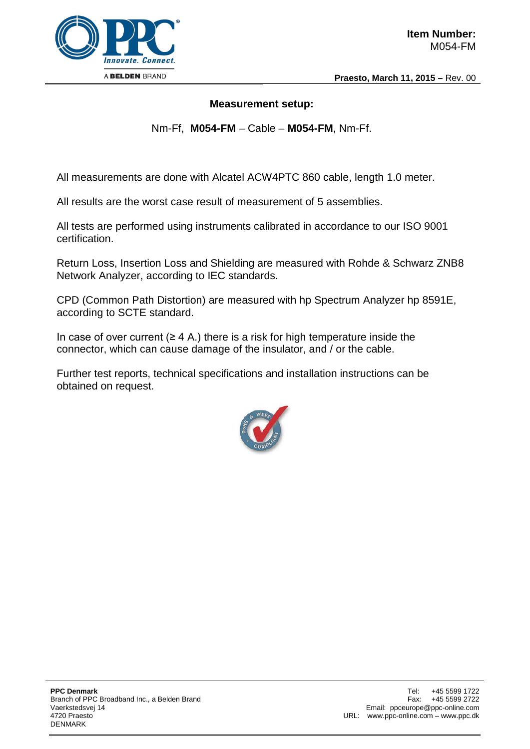**Item Number:**
M054-FM

**Praesto, March 11, 2015 –** Rev. 00

**Measurement setup:**

Nm-Ff, **M054-FM** – Cable – **M054-FM**, Nm-Ff.

All measurements are done with Alcatel ACW4PTC 860 cable, length 1.0 meter.

All results are the worst case result of measurement of 5 assemblies.

All tests are performed using instruments calibrated in accordance to our ISO 9001 certification.

Return Loss, Insertion Loss and Shielding are measured with Rohde & Schwarz ZNB8 Network Analyzer, according to IEC standards.

CPD (Common Path Distortion) are measured with hp Spectrum Analyzer hp 8591E, according to SCTE standard.

In case of over current (≥ 4 A.) there is a risk for high temperature inside the connector, which can cause damage of the insulator, and / or the cable.

Further test reports, technical specifications and installation instructions can be obtained on request.

**PPC Denmark**
Branch of PPC Broadband Inc., a Belden Brand
Vaerkstedsvej 14
4720 Praesto
DENMARK

Tel: +45 5599 1722
Fax: +45 5599 2722
Email: ppceurope@ppc-online.com
URL: www.ppc-online.com – www.ppc.dk